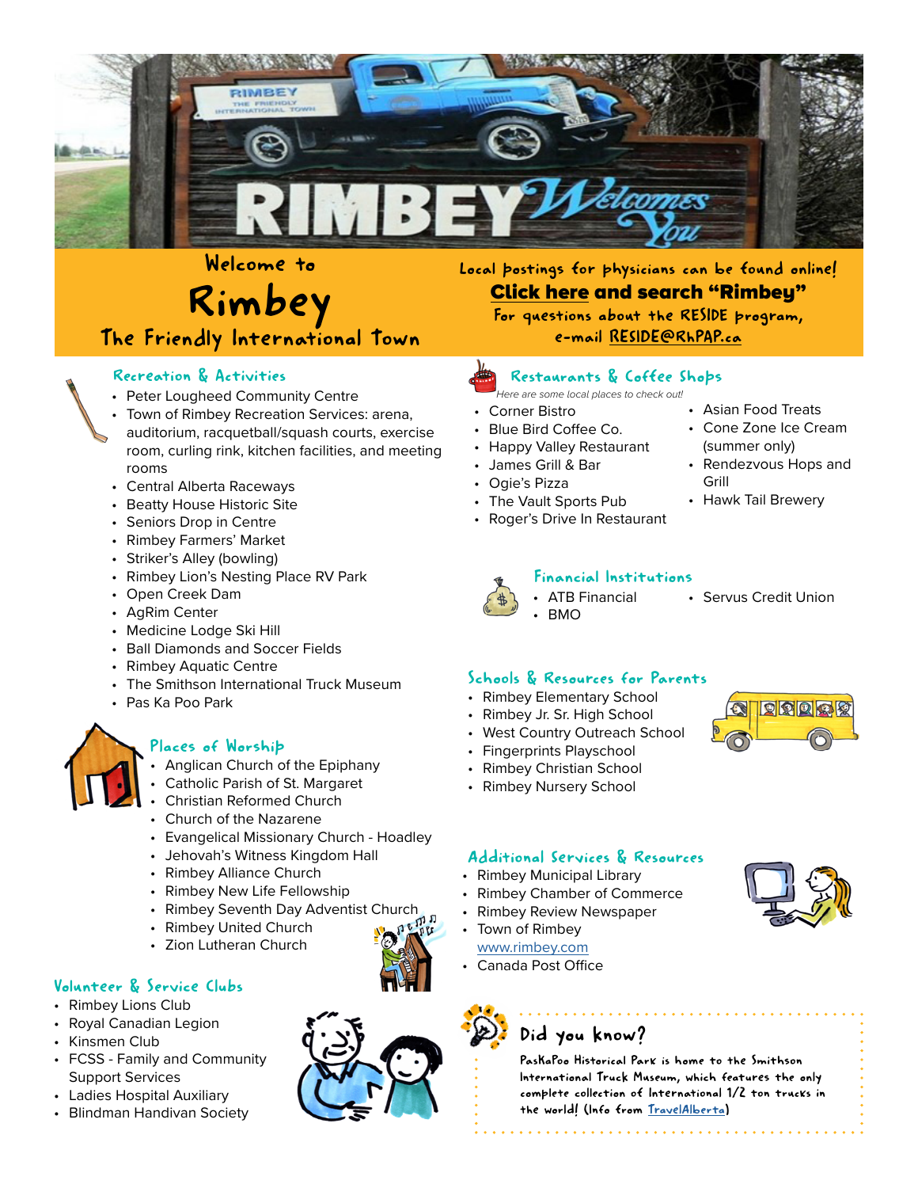# Welcome to Rimbey

## The Friendly International Town

Local postings for physicians can be found online!

**Click here and search "Rimbey"**

For questions about the RESIDE program, e-mail RESIDE@RhPAP.ca

### Recreation & Activities

- Peter Lougheed Community Centre
- Town of Rimbey Recreation Services: arena, auditorium, racquetball/squash courts, exercise room, curling rink, kitchen facilities, and meeting rooms
- Central Alberta Raceways
- Beatty House Historic Site
- Seniors Drop in Centre
- Rimbey Farmers' Market
- Striker's Alley (bowling)
- Rimbey Lion's Nesting Place RV Park
- Open Creek Dam
- AgRim Center
- Medicine Lodge Ski Hill
- Ball Diamonds and Soccer Fields
- Rimbey Aquatic Centre
- The Smithson International Truck Museum
- Pas Ka Poo Park

### Places of Worship

- Anglican Church of the Epiphany
- Catholic Parish of St. Margaret
- Christian Reformed Church
- Church of the Nazarene
- Evangelical Missionary Church - Hoadley
- Jehovah's Witness Kingdom Hall
- Rimbey Alliance Church
- Rimbey New Life Fellowship
- Rimbey Seventh Day Adventist Church
- Rimbey United Church
- Zion Lutheran Church

### Volunteer & Service Clubs

- Rimbey Lions Club
- Royal Canadian Legion
- Kinsmen Club
- FCSS - Family and Community Support Services
- Ladies Hospital Auxiliary
- Blindman Handivan Society

### Restaurants & Coffee Shops

*Here are some local places to check out!*

- Corner Bistro
- Blue Bird Coffee Co.
- Happy Valley Restaurant
- James Grill & Bar
- Ogie's Pizza
- The Vault Sports Pub
- Roger's Drive In Restaurant
- Asian Food Treats
- Cone Zone Ice Cream (summer only)
- Rendezvous Hops and Grill
- Hawk Tail Brewery

### Financial Institutions

- ATB Financial
- BMO
- Servus Credit Union

### Schools & Resources for Parents

- Rimbey Elementary School
- Rimbey Jr. Sr. High School
- West Country Outreach School
- Fingerprints Playschool
- Rimbey Christian School
- Rimbey Nursery School

### Additional Services & Resources

- Rimbey Municipal Library
- Rimbey Chamber of Commerce
- Rimbey Review Newspaper
- Town of Rimbey www.rimbey.com
- Canada Post Office

### Did you know?

PasKaPoo Historical Park is home to the Smithson International Truck Museum, which features the only complete collection of International 1/2 ton trucks in the world! (Info from TravelAlberta)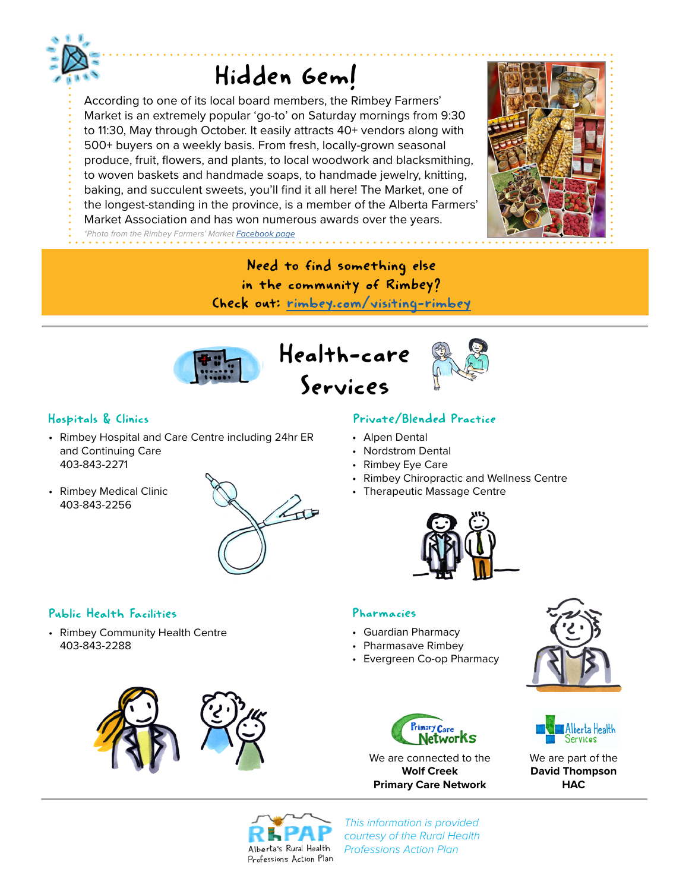## Hidden Gem!

According to one of its local board members, the Rimbey Farmers' Market is an extremely popular 'go-to' on Saturday mornings from 9:30 to 11:30, May through October. It easily attracts 40+ vendors along with 500+ buyers on a weekly basis. From fresh, locally-grown seasonal produce, fruit, flowers, and plants, to local woodwork and blacksmithing, to woven baskets and handmade soaps, to handmade jewelry, knitting, baking, and succulent sweets, you'll find it all here! The Market, one of the longest-standing in the province, is a member of the Alberta Farmers' Market Association and has won numerous awards over the years.

*\*Photo from the Rimbey Farmers' Market Facebook page*

**Need to find something else in the community of Rimbey? Check out: rimbey.com/visiting-rimbey**

# Health-care Services

### Hospitals & Clinics

- Rimbey Hospital and Care Centre including 24hr ER and Continuing Care
  403-843-2271
- Rimbey Medical Clinic
  403-843-2256

### Private/Blended Practice

- Alpen Dental
- Nordstrom Dental
- Rimbey Eye Care
- Rimbey Chiropractic and Wellness Centre
- Therapeutic Massage Centre

### Public Health Facilities

- Rimbey Community Health Centre
  403-843-2288

### Pharmacies

- Guardian Pharmacy
- Pharmasave Rimbey
- Evergreen Co-op Pharmacy

Primary Care Networks

We are connected to the **Wolf Creek Primary Care Network**

Alberta Health Services

We are part of the **David Thompson HAC**

RhPAP Alberta's Rural Health Professions Action Plan

*This information is provided courtesy of the Rural Health Professions Action Plan*